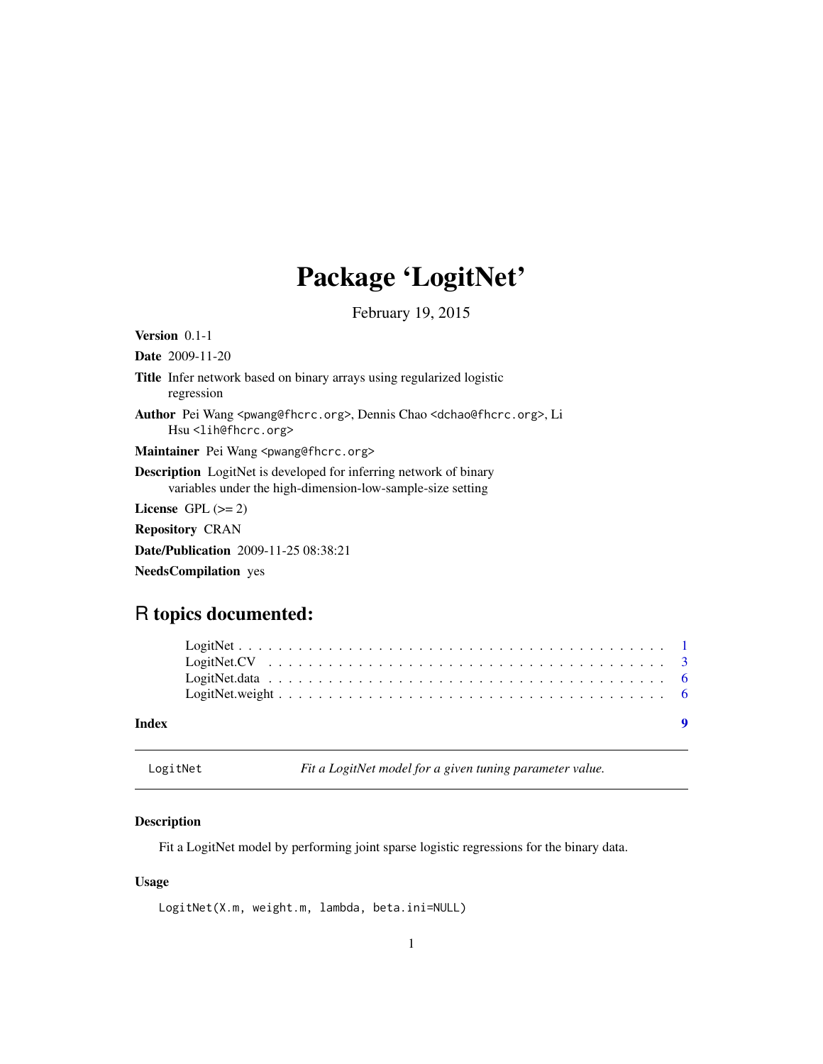# Package 'LogitNet'

February 19, 2015

**Version** 0.1-1

**Date** 2009-11-20

**Title** Infer network based on binary arrays using regularized logistic regression

**Author** Pei Wang <pwang@fhcrc.org>, Dennis Chao <dchao@fhcrc.org>, Li Hsu <lih@fhcrc.org>

**Maintainer** Pei Wang <pwang@fhcrc.org>

**Description** LogitNet is developed for inferring network of binary variables under the high-dimension-low-sample-size setting

**License** GPL (>= 2)

**Repository** CRAN

**Date/Publication** 2009-11-25 08:38:21

**NeedsCompilation** yes

## R topics documented:

LogitNet . . . . . . . . . . . . . . . . . . . . . . . . . . . . . . . . . . . . . . . . . . 1
LogitNet.CV . . . . . . . . . . . . . . . . . . . . . . . . . . . . . . . . . . . . . . . . 3
LogitNet.data . . . . . . . . . . . . . . . . . . . . . . . . . . . . . . . . . . . . . . . . 6
LogitNet.weight . . . . . . . . . . . . . . . . . . . . . . . . . . . . . . . . . . . . . . . 6

**Index** 9

---

LogitNet *Fit a LogitNet model for a given tuning parameter value.*

---

### Description

Fit a LogitNet model by performing joint sparse logistic regressions for the binary data.

### Usage

```
LogitNet(X.m, weight.m, lambda, beta.ini=NULL)
```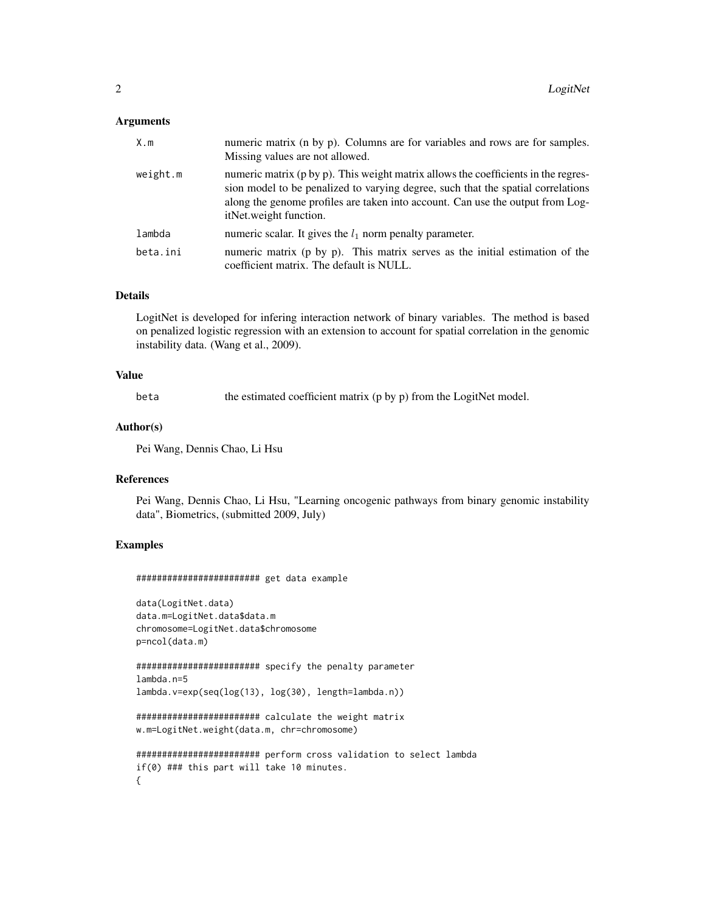## Arguments

| | |
|---|---|
| X.m | numeric matrix (n by p). Columns are for variables and rows are for samples. Missing values are not allowed. |
| weight.m | numeric matrix (p by p). This weight matrix allows the coefficients in the regression model to be penalized to varying degree, such that the spatial correlations along the genome profiles are taken into account. Can use the output from LogitNet.weight function. |
| lambda | numeric scalar. It gives the $l_1$ norm penalty parameter. |
| beta.ini | numeric matrix (p by p). This matrix serves as the initial estimation of the coefficient matrix. The default is NULL. |

## Details

LogitNet is developed for infering interaction network of binary variables. The method is based on penalized logistic regression with an extension to account for spatial correlation in the genomic instability data. (Wang et al., 2009).

## Value

| | |
|---|---|
| beta | the estimated coefficient matrix (p by p) from the LogitNet model. |

## Author(s)

Pei Wang, Dennis Chao, Li Hsu

## References

Pei Wang, Dennis Chao, Li Hsu, "Learning oncogenic pathways from binary genomic instability data", Biometrics, (submitted 2009, July)

## Examples

```
####################### get data example

data(LogitNet.data)
data.m=LogitNet.data$data.m
chromosome=LogitNet.data$chromosome
p=ncol(data.m)

####################### specify the penalty parameter
lambda.n=5
lambda.v=exp(seq(log(13), log(30), length=lambda.n))

####################### calculate the weight matrix
w.m=LogitNet.weight(data.m, chr=chromosome)

####################### perform cross validation to select lambda
if(0) ### this part will take 10 minutes.
{
```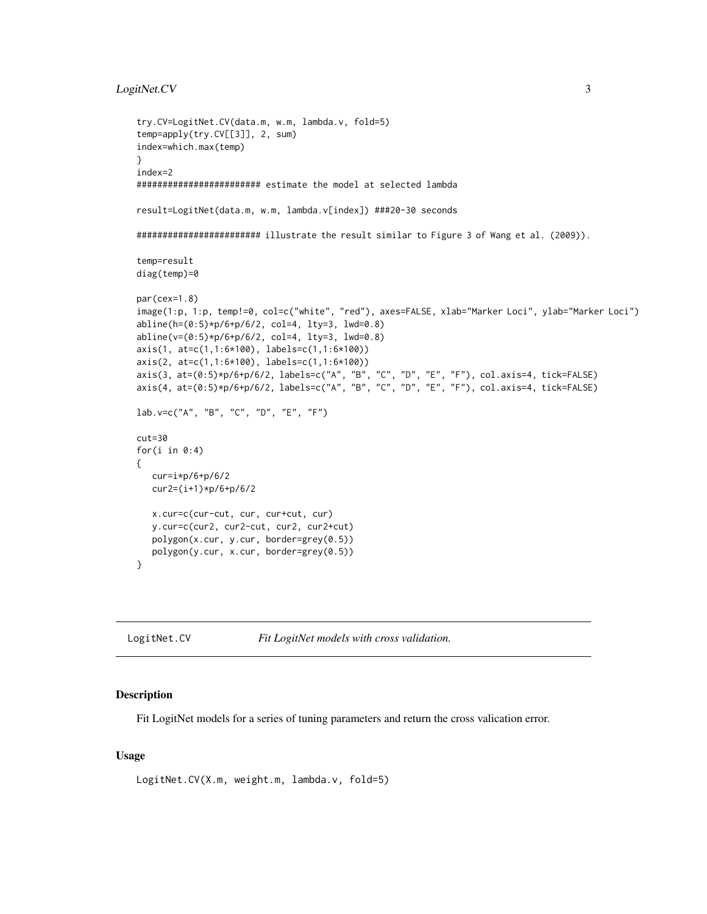```
try.CV=LogitNet.CV(data.m, w.m, lambda.v, fold=5)
temp=apply(try.CV[[3]], 2, sum)
index=which.max(temp)
}
index=2
######################## estimate the model at selected lambda

result=LogitNet(data.m, w.m, lambda.v[index]) ###20-30 seconds

######################## illustrate the result similar to Figure 3 of Wang et al. (2009)).

temp=result
diag(temp)=0

par(cex=1.8)
image(1:p, 1:p, temp!=0, col=c("white", "red"), axes=FALSE, xlab="Marker Loci", ylab="Marker Loci")
abline(h=(0:5)*p/6+p/6/2, col=4, lty=3, lwd=0.8)
abline(v=(0:5)*p/6+p/6/2, col=4, lty=3, lwd=0.8)
axis(1, at=c(1,1:6*100), labels=c(1,1:6*100))
axis(2, at=c(1,1:6*100), labels=c(1,1:6*100))
axis(3, at=(0:5)*p/6+p/6/2, labels=c("A", "B", "C", "D", "E", "F"), col.axis=4, tick=FALSE)
axis(4, at=(0:5)*p/6+p/6/2, labels=c("A", "B", "C", "D", "E", "F"), col.axis=4, tick=FALSE)

lab.v=c("A", "B", "C", "D", "E", "F")

cut=30
for(i in 0:4)
{
   cur=i*p/6+p/6/2
   cur2=(i+1)*p/6+p/6/2

   x.cur=c(cur-cut, cur, cur+cut, cur)
   y.cur=c(cur2, cur2-cut, cur2, cur2+cut)
   polygon(x.cur, y.cur, border=grey(0.5))
   polygon(y.cur, x.cur, border=grey(0.5))
}
```

---

LogitNet.CV *Fit LogitNet models with cross validation.*

---

## Description

Fit LogitNet models for a series of tuning parameters and return the cross valication error.

## Usage

```
LogitNet.CV(X.m, weight.m, lambda.v, fold=5)
```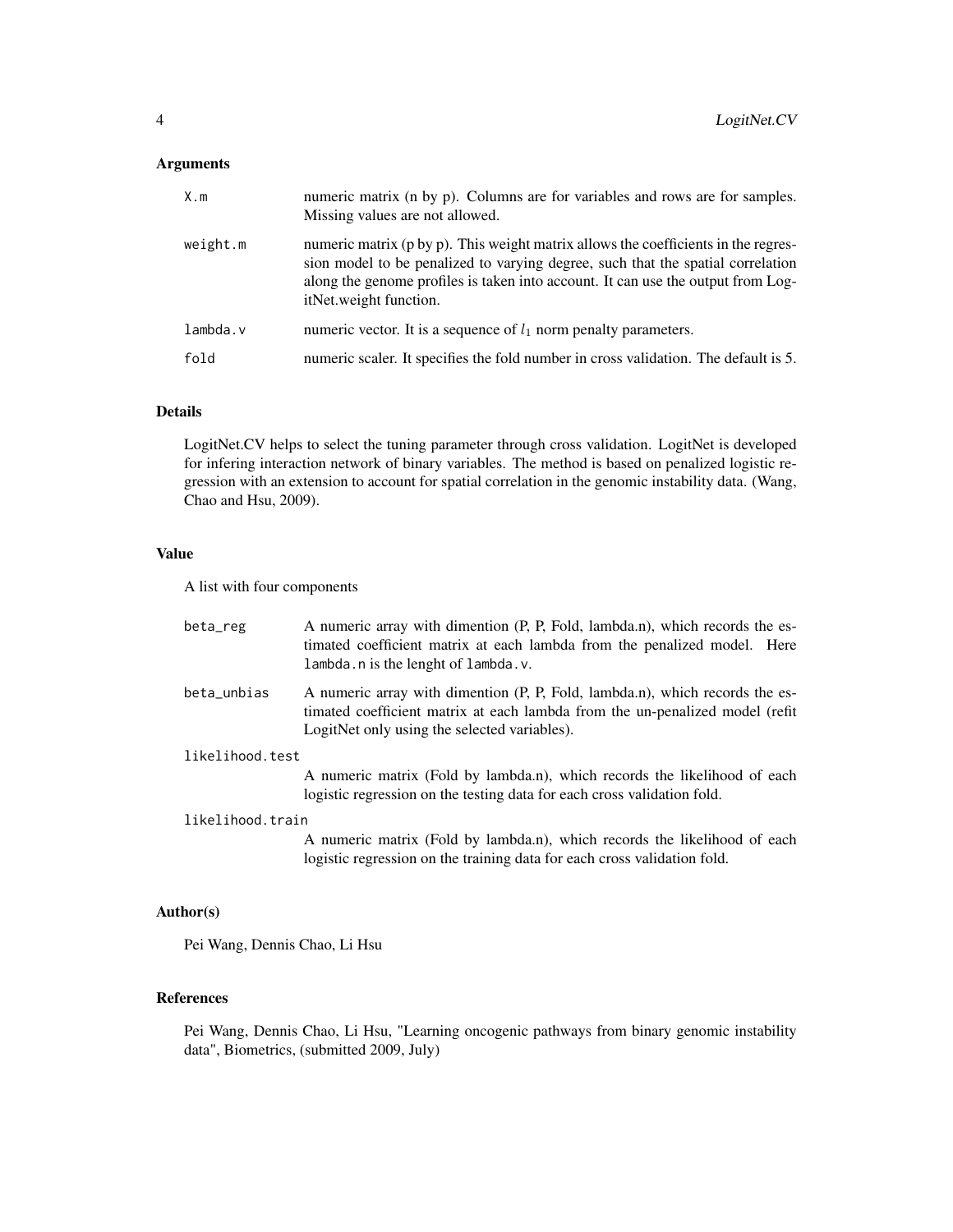### Arguments

| | |
|---|---|
| `X.m` | numeric matrix (n by p). Columns are for variables and rows are for samples. Missing values are not allowed. |
| `weight.m` | numeric matrix (p by p). This weight matrix allows the coefficients in the regression model to be penalized to varying degree, such that the spatial correlation along the genome profiles is taken into account. It can use the output from LogitNet.weight function. |
| `lambda.v` | numeric vector. It is a sequence of $l_1$ norm penalty parameters. |
| `fold` | numeric scaler. It specifies the fold number in cross validation. The default is 5. |

### Details

LogitNet.CV helps to select the tuning parameter through cross validation. LogitNet is developed for infering interaction network of binary variables. The method is based on penalized logistic regression with an extension to account for spatial correlation in the genomic instability data. (Wang, Chao and Hsu, 2009).

### Value

A list with four components

| | |
|---|---|
| `beta_reg` | A numeric array with dimention (P, P, Fold, lambda.n), which records the estimated coefficient matrix at each lambda from the penalized model. Here `lambda.n` is the lenght of `lambda.v`. |
| `beta_unbias` | A numeric array with dimention (P, P, Fold, lambda.n), which records the estimated coefficient matrix at each lambda from the un-penalized model (refit LogitNet only using the selected variables). |
| `likelihood.test` | A numeric matrix (Fold by lambda.n), which records the likelihood of each logistic regression on the testing data for each cross validation fold. |
| `likelihood.train` | A numeric matrix (Fold by lambda.n), which records the likelihood of each logistic regression on the training data for each cross validation fold. |

### Author(s)

Pei Wang, Dennis Chao, Li Hsu

### References

Pei Wang, Dennis Chao, Li Hsu, "Learning oncogenic pathways from binary genomic instability data", Biometrics, (submitted 2009, July)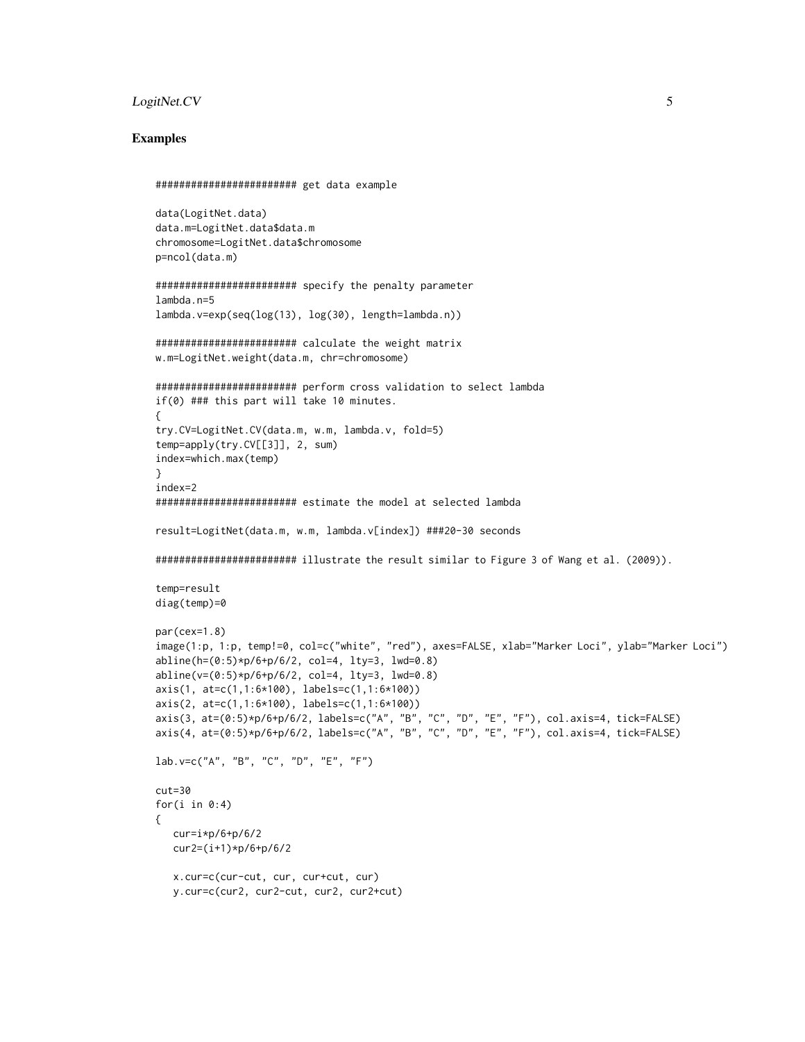## Examples

```
######################## get data example

data(LogitNet.data)
data.m=LogitNet.data$data.m
chromosome=LogitNet.data$chromosome
p=ncol(data.m)

######################## specify the penalty parameter
lambda.n=5
lambda.v=exp(seq(log(13), log(30), length=lambda.n))

######################## calculate the weight matrix
w.m=LogitNet.weight(data.m, chr=chromosome)

######################## perform cross validation to select lambda
if(0) ### this part will take 10 minutes.
{
try.CV=LogitNet.CV(data.m, w.m, lambda.v, fold=5)
temp=apply(try.CV[[3]], 2, sum)
index=which.max(temp)
}
index=2
######################## estimate the model at selected lambda

result=LogitNet(data.m, w.m, lambda.v[index]) ###20-30 seconds

######################## illustrate the result similar to Figure 3 of Wang et al. (2009)).

temp=result
diag(temp)=0

par(cex=1.8)
image(1:p, 1:p, temp!=0, col=c("white", "red"), axes=FALSE, xlab="Marker Loci", ylab="Marker Loci")
abline(h=(0:5)*p/6+p/6/2, col=4, lty=3, lwd=0.8)
abline(v=(0:5)*p/6+p/6/2, col=4, lty=3, lwd=0.8)
axis(1, at=c(1,1:6*100), labels=c(1,1:6*100))
axis(2, at=c(1,1:6*100), labels=c(1,1:6*100))
axis(3, at=(0:5)*p/6+p/6/2, labels=c("A", "B", "C", "D", "E", "F"), col.axis=4, tick=FALSE)
axis(4, at=(0:5)*p/6+p/6/2, labels=c("A", "B", "C", "D", "E", "F"), col.axis=4, tick=FALSE)

lab.v=c("A", "B", "C", "D", "E", "F")

cut=30
for(i in 0:4)
{
   cur=i*p/6+p/6/2
   cur2=(i+1)*p/6+p/6/2

   x.cur=c(cur-cut, cur, cur+cut, cur)
   y.cur=c(cur2, cur2-cut, cur2, cur2+cut)
```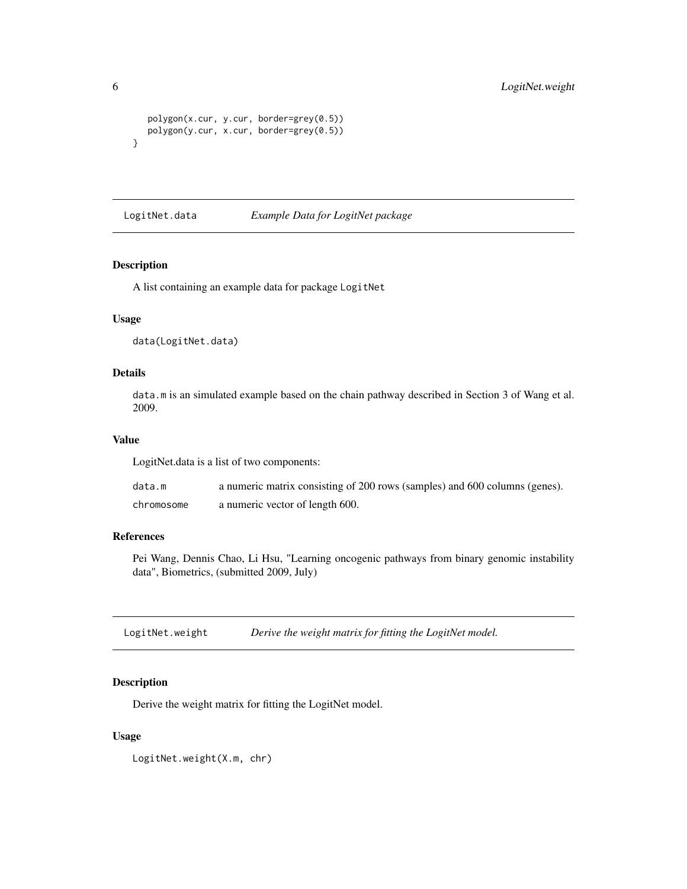```
    polygon(x.cur, y.cur, border=grey(0.5))
    polygon(y.cur, x.cur, border=grey(0.5))
}
```

## LogitNet.data *Example Data for LogitNet package*

### Description

A list containing an example data for package LogitNet

### Usage

```
data(LogitNet.data)
```

### Details

data.m is an simulated example based on the chain pathway described in Section 3 of Wang et al. 2009.

### Value

LogitNet.data is a list of two components:

| | |
|---|---|
| data.m | a numeric matrix consisting of 200 rows (samples) and 600 columns (genes). |
| chromosome | a numeric vector of length 600. |

### References

Pei Wang, Dennis Chao, Li Hsu, "Learning oncogenic pathways from binary genomic instability data", Biometrics, (submitted 2009, July)

## LogitNet.weight *Derive the weight matrix for fitting the LogitNet model.*

### Description

Derive the weight matrix for fitting the LogitNet model.

### Usage

```
LogitNet.weight(X.m, chr)
```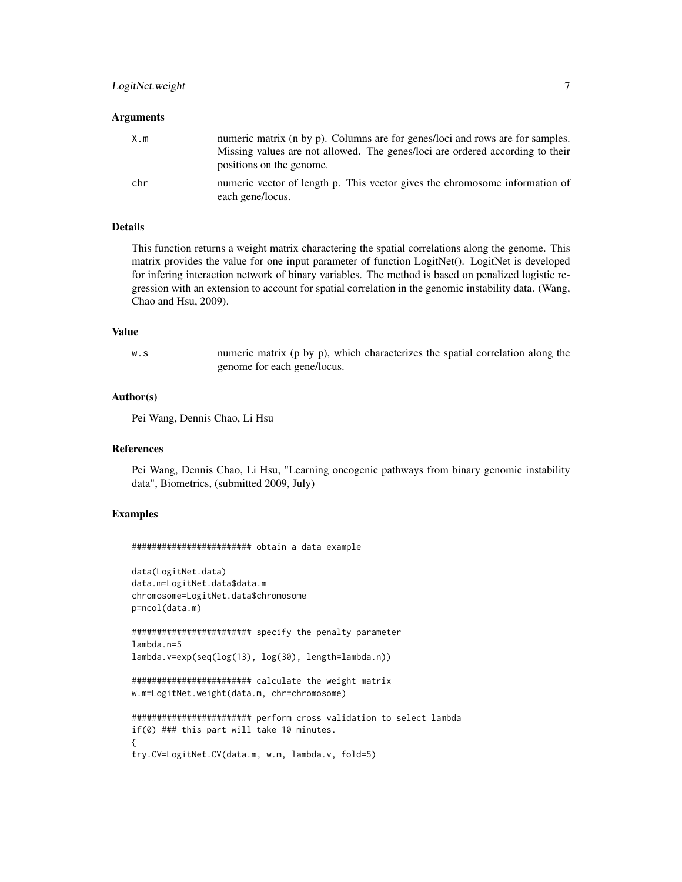### Arguments

| | |
|---|---|
| X.m | numeric matrix (n by p). Columns are for genes/loci and rows are for samples. Missing values are not allowed. The genes/loci are ordered according to their positions on the genome. |
| chr | numeric vector of length p. This vector gives the chromosome information of each gene/locus. |

### Details

This function returns a weight matrix charactering the spatial correlations along the genome. This matrix provides the value for one input parameter of function LogitNet(). LogitNet is developed for infering interaction network of binary variables. The method is based on penalized logistic regression with an extension to account for spatial correlation in the genomic instability data. (Wang, Chao and Hsu, 2009).

### Value

| | |
|---|---|
| w.s | numeric matrix (p by p), which characterizes the spatial correlation along the genome for each gene/locus. |

### Author(s)

Pei Wang, Dennis Chao, Li Hsu

### References

Pei Wang, Dennis Chao, Li Hsu, "Learning oncogenic pathways from binary genomic instability data", Biometrics, (submitted 2009, July)

### Examples

```
######################## obtain a data example

data(LogitNet.data)
data.m=LogitNet.data$data.m
chromosome=LogitNet.data$chromosome
p=ncol(data.m)

######################## specify the penalty parameter
lambda.n=5
lambda.v=exp(seq(log(13), log(30), length=lambda.n))

######################## calculate the weight matrix
w.m=LogitNet.weight(data.m, chr=chromosome)

######################## perform cross validation to select lambda
if(0) ### this part will take 10 minutes.
{
try.CV=LogitNet.CV(data.m, w.m, lambda.v, fold=5)
```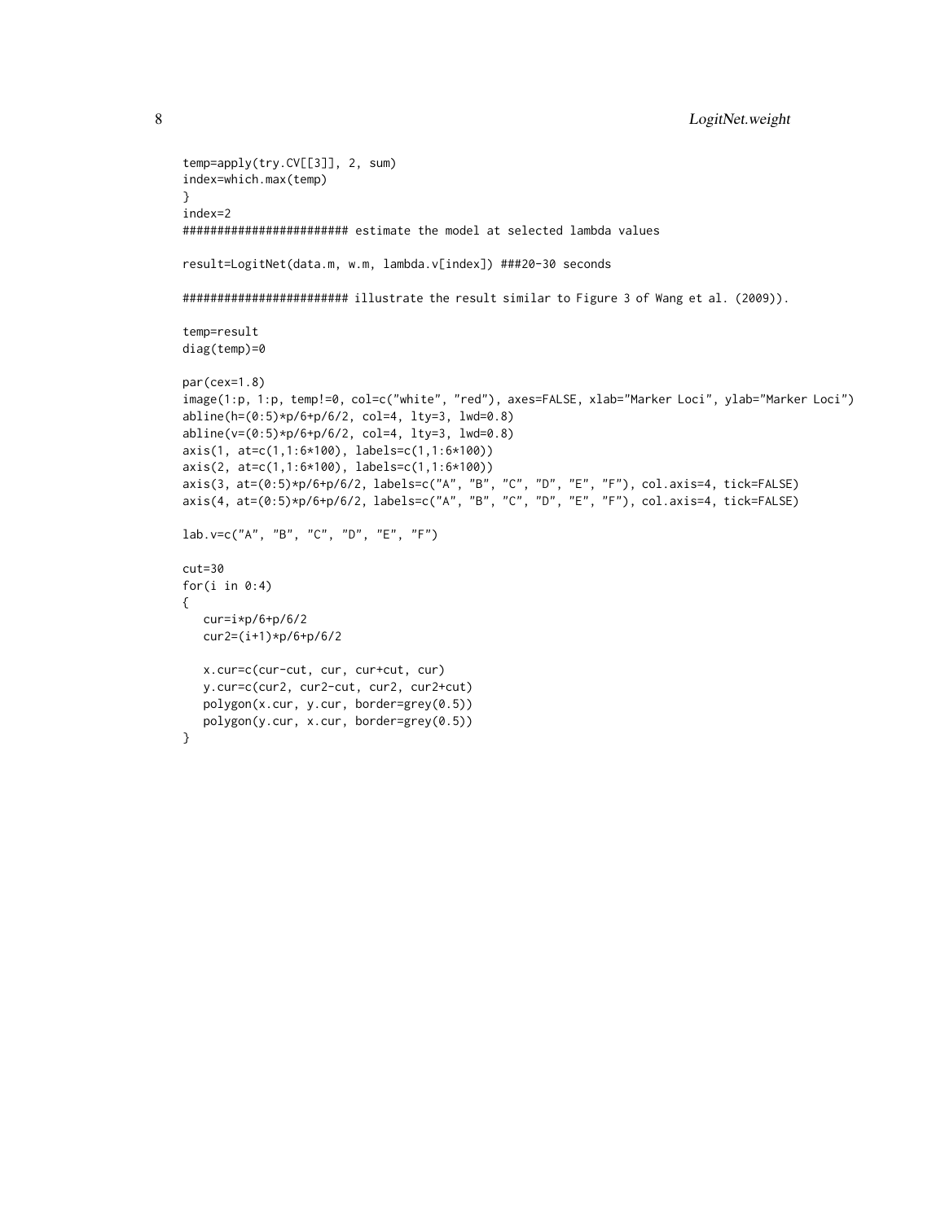```
temp=apply(try.CV[[3]], 2, sum)
index=which.max(temp)
}
index=2
######################## estimate the model at selected lambda values

result=LogitNet(data.m, w.m, lambda.v[index]) ###20-30 seconds

######################## illustrate the result similar to Figure 3 of Wang et al. (2009)).

temp=result
diag(temp)=0

par(cex=1.8)
image(1:p, 1:p, temp!=0, col=c("white", "red"), axes=FALSE, xlab="Marker Loci", ylab="Marker Loci")
abline(h=(0:5)*p/6+p/6/2, col=4, lty=3, lwd=0.8)
abline(v=(0:5)*p/6+p/6/2, col=4, lty=3, lwd=0.8)
axis(1, at=c(1,1:6*100), labels=c(1,1:6*100))
axis(2, at=c(1,1:6*100), labels=c(1,1:6*100))
axis(3, at=(0:5)*p/6+p/6/2, labels=c("A", "B", "C", "D", "E", "F"), col.axis=4, tick=FALSE)
axis(4, at=(0:5)*p/6+p/6/2, labels=c("A", "B", "C", "D", "E", "F"), col.axis=4, tick=FALSE)

lab.v=c("A", "B", "C", "D", "E", "F")

cut=30
for(i in 0:4)
{
   cur=i*p/6+p/6/2
   cur2=(i+1)*p/6+p/6/2

   x.cur=c(cur-cut, cur, cur+cut, cur)
   y.cur=c(cur2, cur2-cut, cur2, cur2+cut)
   polygon(x.cur, y.cur, border=grey(0.5))
   polygon(y.cur, x.cur, border=grey(0.5))
}
```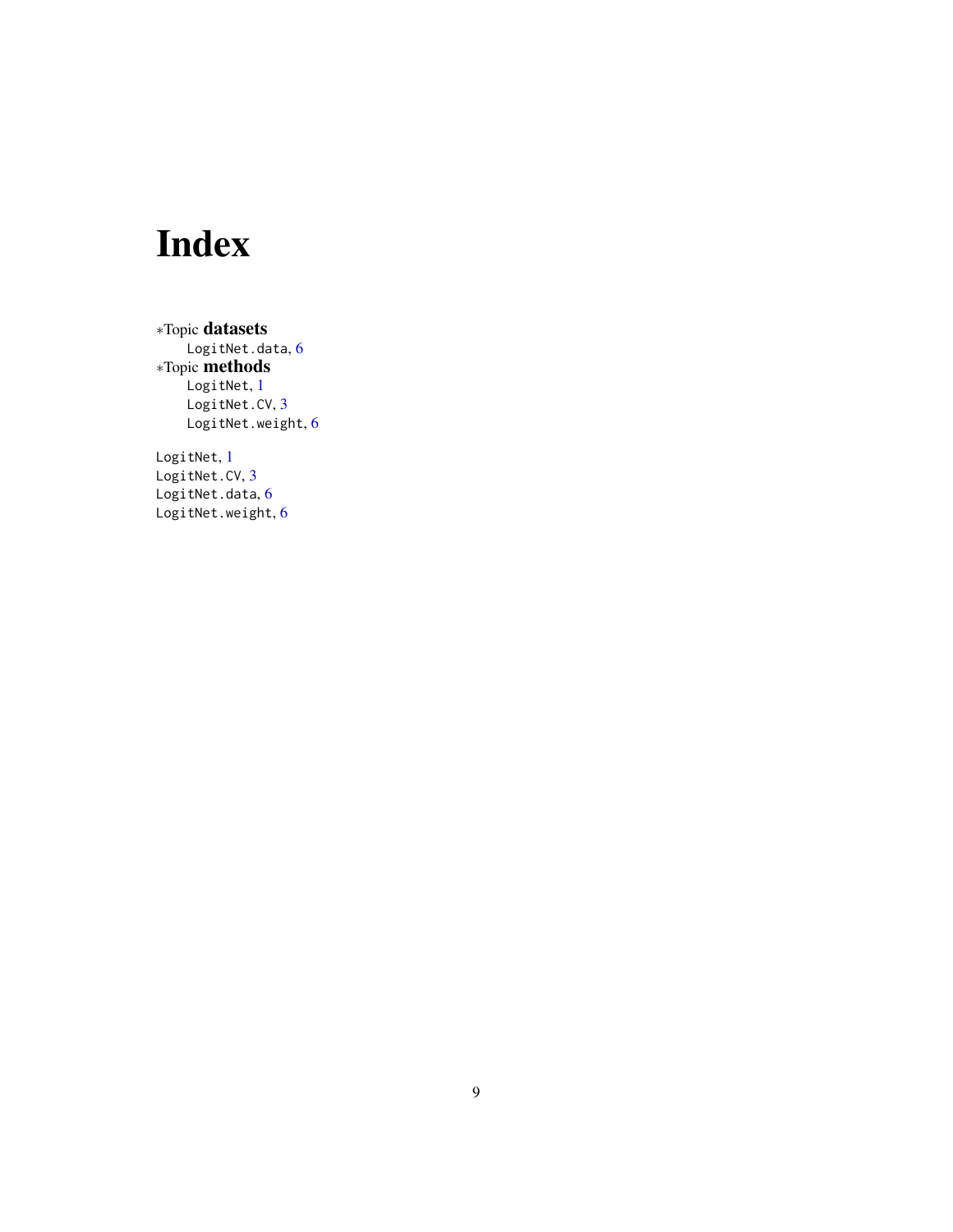# Index

∗Topic **datasets**
    LogitNet.data, 6
∗Topic **methods**
    LogitNet, 1
    LogitNet.CV, 3
    LogitNet.weight, 6

LogitNet, 1
LogitNet.CV, 3
LogitNet.data, 6
LogitNet.weight, 6